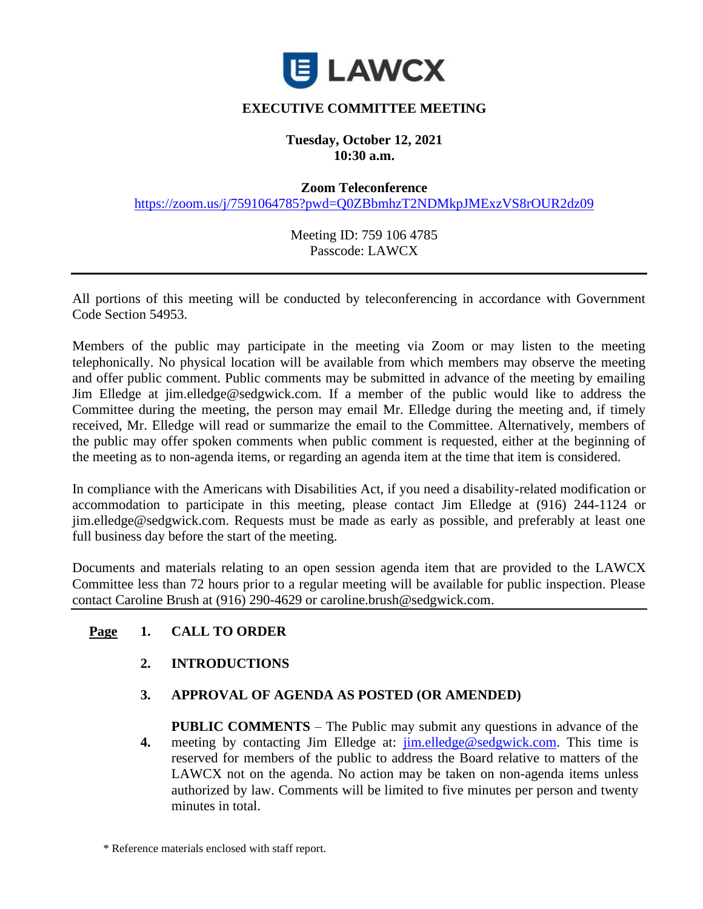LAWCX

# EXECUTIVE COMMITTEE MEETING

**Tuesday, October 12, 2021**
**10:30 a.m.**

**Zoom Teleconference**
https://zoom.us/j/7591064785?pwd=Q0ZBbmhzT2NDMkpJMExzVS8rOUR2dz09

Meeting ID: 759 106 4785
Passcode: LAWCX

---

All portions of this meeting will be conducted by teleconferencing in accordance with Government Code Section 54953.

Members of the public may participate in the meeting via Zoom or may listen to the meeting telephonically. No physical location will be available from which members may observe the meeting and offer public comment. Public comments may be submitted in advance of the meeting by emailing Jim Elledge at jim.elledge@sedgwick.com. If a member of the public would like to address the Committee during the meeting, the person may email Mr. Elledge during the meeting and, if timely received, Mr. Elledge will read or summarize the email to the Committee. Alternatively, members of the public may offer spoken comments when public comment is requested, either at the beginning of the meeting as to non-agenda items, or regarding an agenda item at the time that item is considered.

In compliance with the Americans with Disabilities Act, if you need a disability-related modification or accommodation to participate in this meeting, please contact Jim Elledge at (916) 244-1124 or jim.elledge@sedgwick.com. Requests must be made as early as possible, and preferably at least one full business day before the start of the meeting.

Documents and materials relating to an open session agenda item that are provided to the LAWCX Committee less than 72 hours prior to a regular meeting will be available for public inspection. Please contact Caroline Brush at (916) 290-4629 or caroline.brush@sedgwick.com.

---

**Page**

1. **CALL TO ORDER**

2. **INTRODUCTIONS**

3. **APPROVAL OF AGENDA AS POSTED (OR AMENDED)**

4. **PUBLIC COMMENTS** – The Public may submit any questions in advance of the meeting by contacting Jim Elledge at: jim.elledge@sedgwick.com. This time is reserved for members of the public to address the Board relative to matters of the LAWCX not on the agenda. No action may be taken on non-agenda items unless authorized by law. Comments will be limited to five minutes per person and twenty minutes in total.

\* Reference materials enclosed with staff report.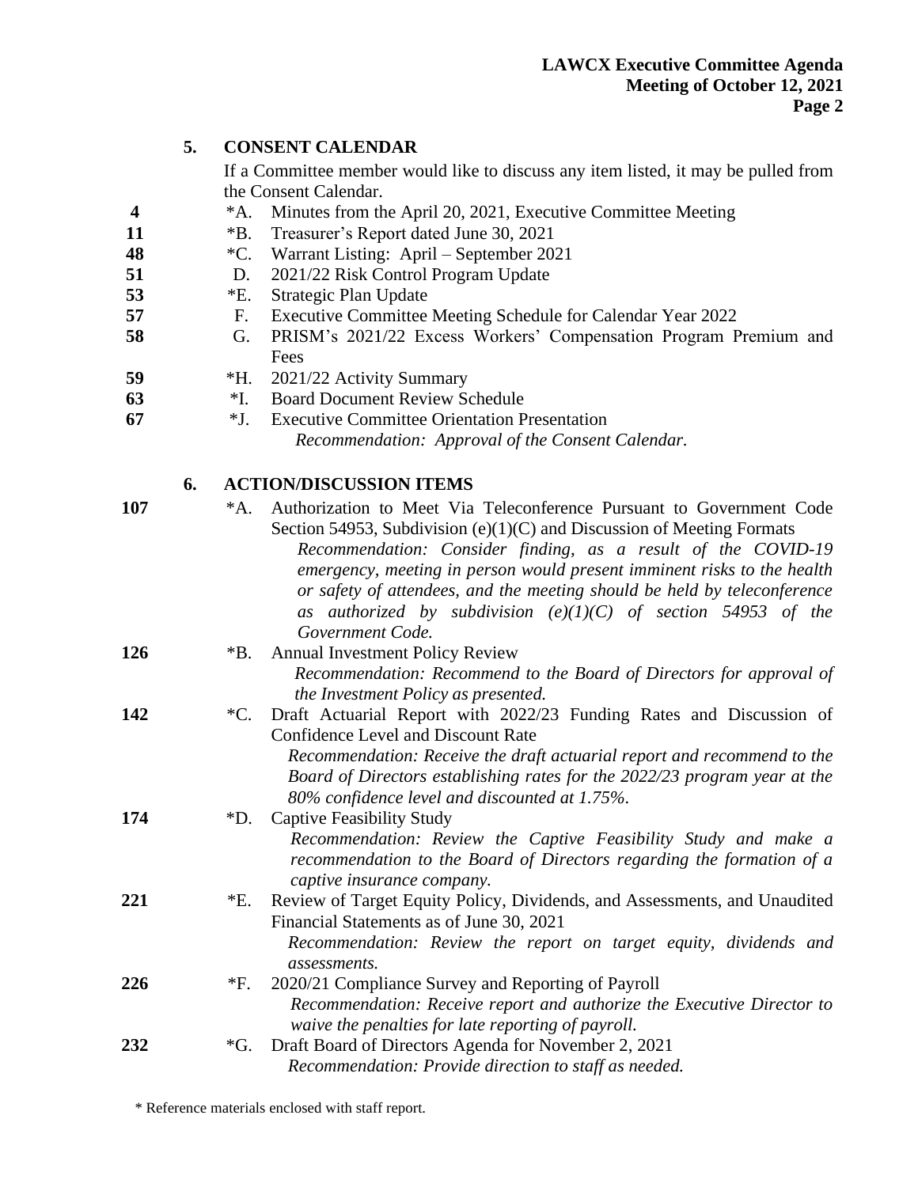## 5. CONSENT CALENDAR

If a Committee member would like to discuss any item listed, it may be pulled from the Consent Calendar.

| Page | Item | Description |
|---|---|---|
| 4 | *A. | Minutes from the April 20, 2021, Executive Committee Meeting |
| 11 | *B. | Treasurer's Report dated June 30, 2021 |
| 48 | *C. | Warrant Listing: April – September 2021 |
| 51 | D. | 2021/22 Risk Control Program Update |
| 53 | *E. | Strategic Plan Update |
| 57 | F. | Executive Committee Meeting Schedule for Calendar Year 2022 |
| 58 | G. | PRISM's 2021/22 Excess Workers' Compensation Program Premium and Fees |
| 59 | *H. | 2021/22 Activity Summary |
| 63 | *I. | Board Document Review Schedule |
| 67 | *J. | Executive Committee Orientation Presentation |

*Recommendation: Approval of the Consent Calendar.*

## 6. ACTION/DISCUSSION ITEMS

**107** *A. Authorization to Meet Via Teleconference Pursuant to Government Code Section 54953, Subdivision (e)(1)(C) and Discussion of Meeting Formats

*Recommendation: Consider finding, as a result of the COVID-19 emergency, meeting in person would present imminent risks to the health or safety of attendees, and the meeting should be held by teleconference as authorized by subdivision (e)(1)(C) of section 54953 of the Government Code.*

**126** *B. Annual Investment Policy Review

*Recommendation: Recommend to the Board of Directors for approval of the Investment Policy as presented.*

**142** *C. Draft Actuarial Report with 2022/23 Funding Rates and Discussion of Confidence Level and Discount Rate

*Recommendation: Receive the draft actuarial report and recommend to the Board of Directors establishing rates for the 2022/23 program year at the 80% confidence level and discounted at 1.75%.*

**174** *D. Captive Feasibility Study

*Recommendation: Review the Captive Feasibility Study and make a recommendation to the Board of Directors regarding the formation of a captive insurance company.*

**221** *E. Review of Target Equity Policy, Dividends, and Assessments, and Unaudited Financial Statements as of June 30, 2021

*Recommendation: Review the report on target equity, dividends and assessments.*

**226** *F. 2020/21 Compliance Survey and Reporting of Payroll

*Recommendation: Receive report and authorize the Executive Director to waive the penalties for late reporting of payroll.*

**232** *G. Draft Board of Directors Agenda for November 2, 2021

*Recommendation: Provide direction to staff as needed.*

\* Reference materials enclosed with staff report.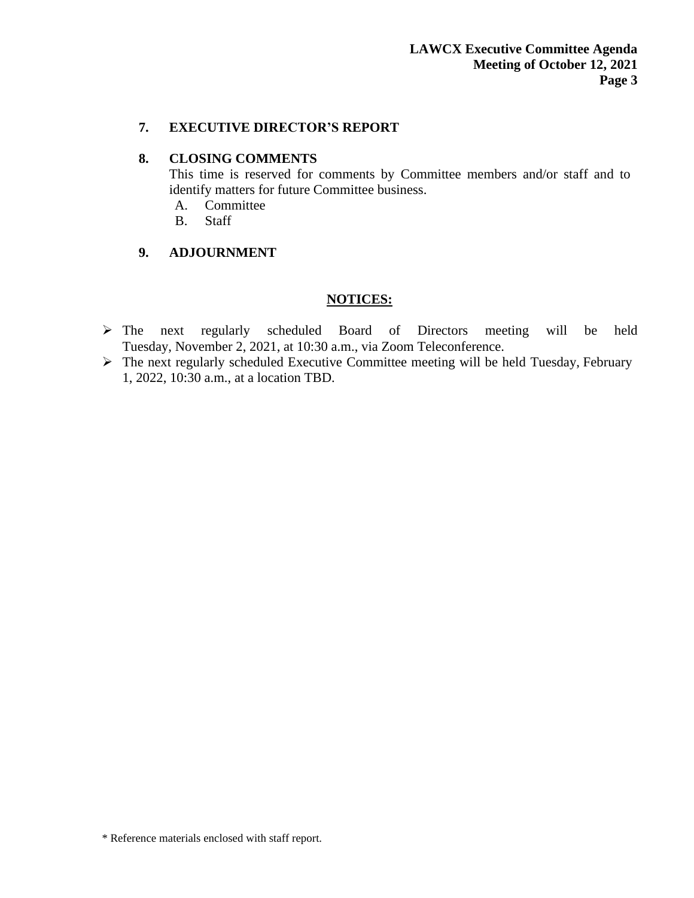**7. EXECUTIVE DIRECTOR'S REPORT**

**8. CLOSING COMMENTS**

This time is reserved for comments by Committee members and/or staff and to identify matters for future Committee business.

A. Committee
B. Staff

**9. ADJOURNMENT**

**NOTICES:**

- The next regularly scheduled Board of Directors meeting will be held Tuesday, November 2, 2021, at 10:30 a.m., via Zoom Teleconference.
- The next regularly scheduled Executive Committee meeting will be held Tuesday, February 1, 2022, 10:30 a.m., at a location TBD.

* Reference materials enclosed with staff report.